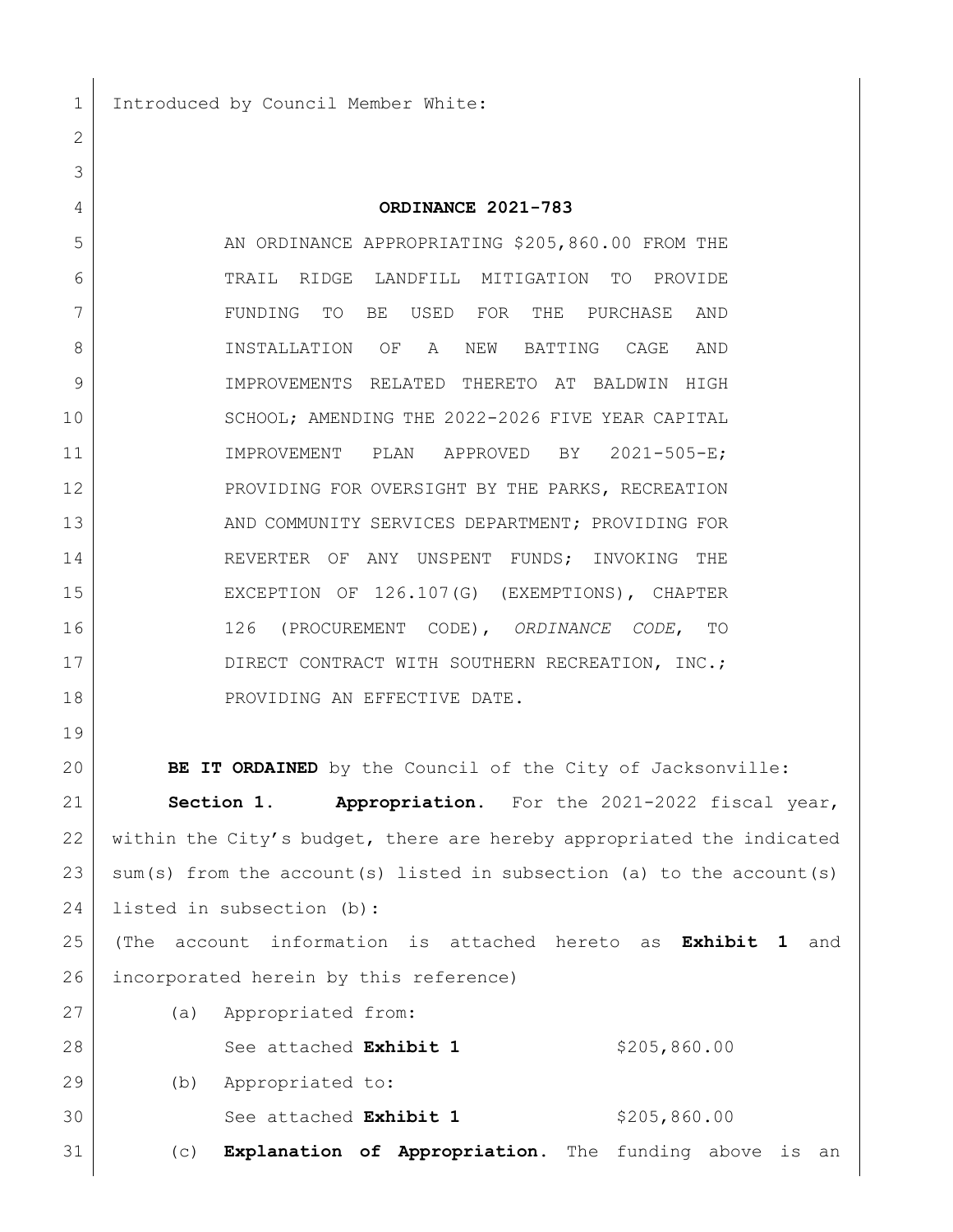Introduced by Council Member White:

**ORDINANCE 2021-783**

AN ORDINANCE APPROPRIATING $205,860.00 FROM THE TRAIL RIDGE LANDFILL MITIGATION TO PROVIDE FUNDING TO BE USED FOR THE PURCHASE AND INSTALLATION OF A NEW BATTING CAGE AND IMPROVEMENTS RELATED THERETO AT BALDWIN HIGH SCHOOL; AMENDING THE 2022-2026 FIVE YEAR CAPITAL IMPROVEMENT PLAN APPROVED BY 2021-505-E; PROVIDING FOR OVERSIGHT BY THE PARKS, RECREATION AND COMMUNITY SERVICES DEPARTMENT; PROVIDING FOR REVERTER OF ANY UNSPENT FUNDS; INVOKING THE EXCEPTION OF 126.107(G) (EXEMPTIONS), CHAPTER 126 (PROCUREMENT CODE), *ORDINANCE CODE*, TO DIRECT CONTRACT WITH SOUTHERN RECREATION, INC.; PROVIDING AN EFFECTIVE DATE.

**BE IT ORDAINED** by the Council of the City of Jacksonville:

**Section 1. Appropriation.** For the 2021-2022 fiscal year, within the City's budget, there are hereby appropriated the indicated sum(s) from the account(s) listed in subsection (a) to the account(s) listed in subsection (b):

(The account information is attached hereto as **Exhibit 1** and incorporated herein by this reference)

(a) Appropriated from:

See attached **Exhibit 1** $205,860.00

(b) Appropriated to:

See attached **Exhibit 1** $205,860.00

(c) **Explanation of Appropriation.** The funding above is an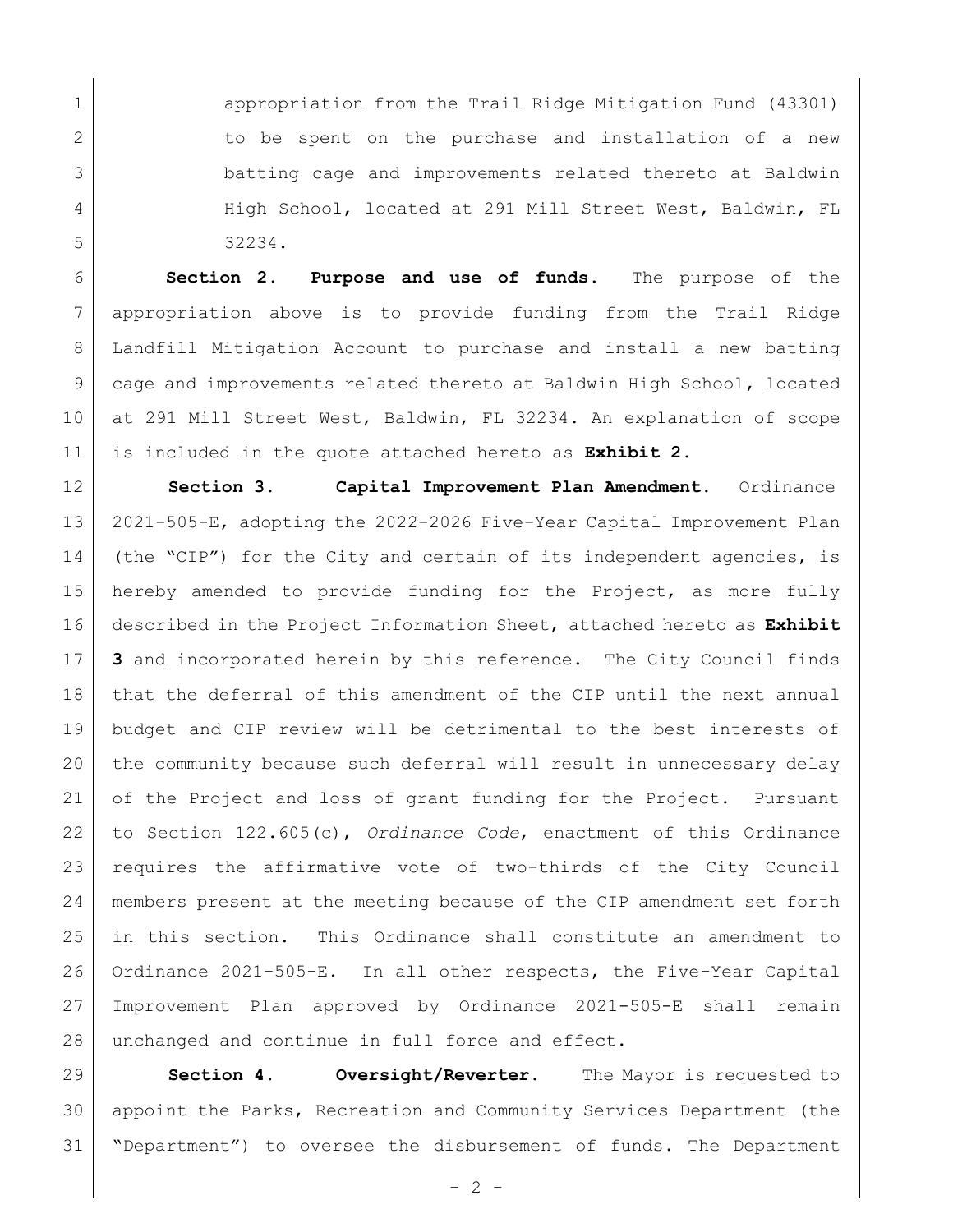appropriation from the Trail Ridge Mitigation Fund (43301) to be spent on the purchase and installation of a new batting cage and improvements related thereto at Baldwin High School, located at 291 Mill Street West, Baldwin, FL 32234.

**Section 2. Purpose and use of funds.** The purpose of the appropriation above is to provide funding from the Trail Ridge Landfill Mitigation Account to purchase and install a new batting cage and improvements related thereto at Baldwin High School, located at 291 Mill Street West, Baldwin, FL 32234. An explanation of scope is included in the quote attached hereto as **Exhibit 2**.

**Section 3. Capital Improvement Plan Amendment.** Ordinance 2021-505-E, adopting the 2022-2026 Five-Year Capital Improvement Plan (the "CIP") for the City and certain of its independent agencies, is hereby amended to provide funding for the Project, as more fully described in the Project Information Sheet, attached hereto as **Exhibit 3** and incorporated herein by this reference. The City Council finds that the deferral of this amendment of the CIP until the next annual budget and CIP review will be detrimental to the best interests of the community because such deferral will result in unnecessary delay of the Project and loss of grant funding for the Project. Pursuant to Section 122.605(c), *Ordinance Code*, enactment of this Ordinance requires the affirmative vote of two-thirds of the City Council members present at the meeting because of the CIP amendment set forth in this section. This Ordinance shall constitute an amendment to Ordinance 2021-505-E. In all other respects, the Five-Year Capital Improvement Plan approved by Ordinance 2021-505-E shall remain unchanged and continue in full force and effect.

**Section 4. Oversight/Reverter.** The Mayor is requested to appoint the Parks, Recreation and Community Services Department (the "Department") to oversee the disbursement of funds. The Department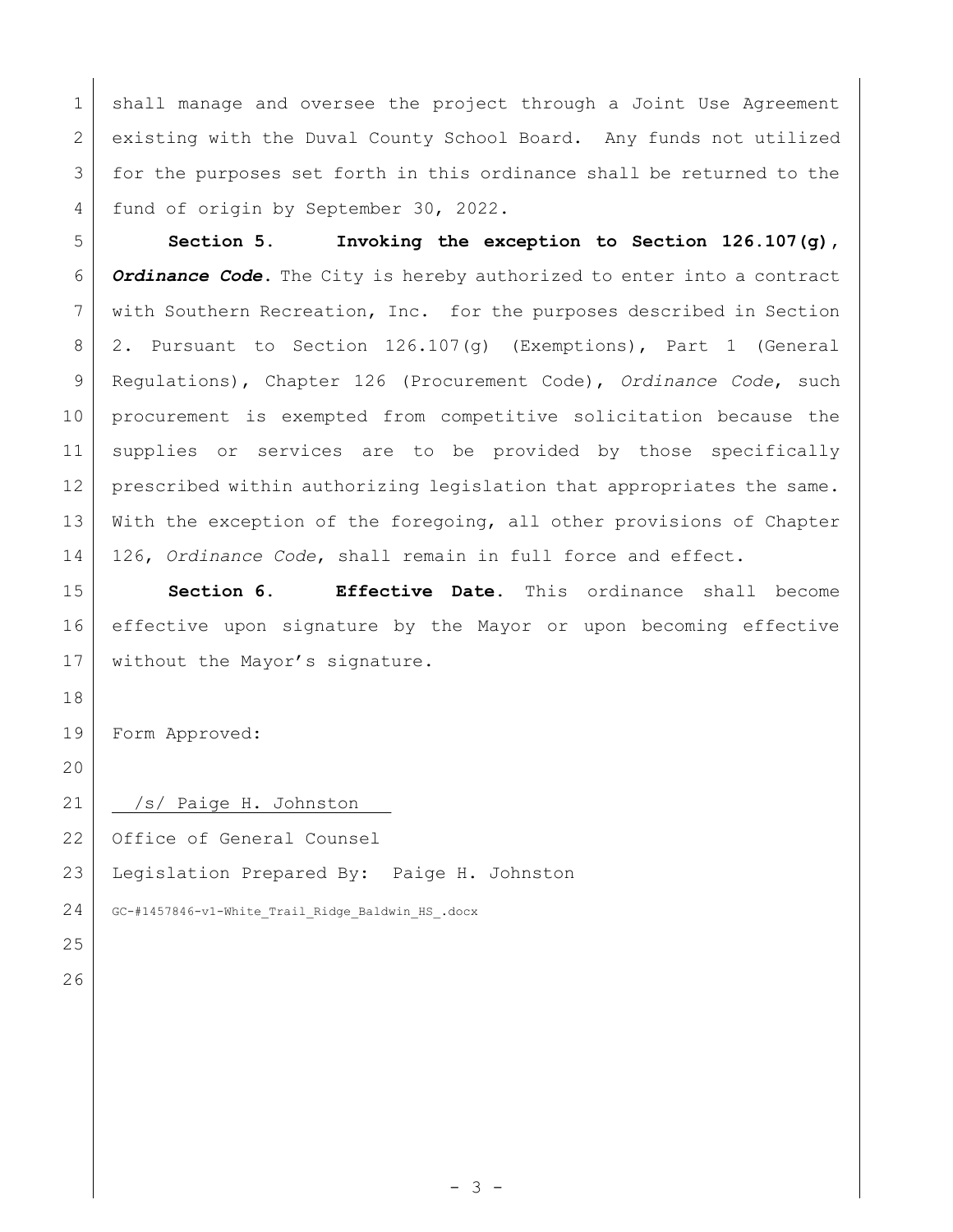shall manage and oversee the project through a Joint Use Agreement existing with the Duval County School Board. Any funds not utilized for the purposes set forth in this ordinance shall be returned to the fund of origin by September 30, 2022.

**Section 5. Invoking the exception to Section 126.107(g), *Ordinance Code*.** The City is hereby authorized to enter into a contract with Southern Recreation, Inc. for the purposes described in Section 2. Pursuant to Section 126.107(g) (Exemptions), Part 1 (General Regulations), Chapter 126 (Procurement Code), *Ordinance Code*, such procurement is exempted from competitive solicitation because the supplies or services are to be provided by those specifically prescribed within authorizing legislation that appropriates the same. With the exception of the foregoing, all other provisions of Chapter 126, *Ordinance Code*, shall remain in full force and effect.

**Section 6. Effective Date.** This ordinance shall become effective upon signature by the Mayor or upon becoming effective without the Mayor's signature.

Form Approved:

/s/ Paige H. Johnston

Office of General Counsel

Legislation Prepared By: Paige H. Johnston

GC-#1457846-v1-White_Trail_Ridge_Baldwin_HS_.docx